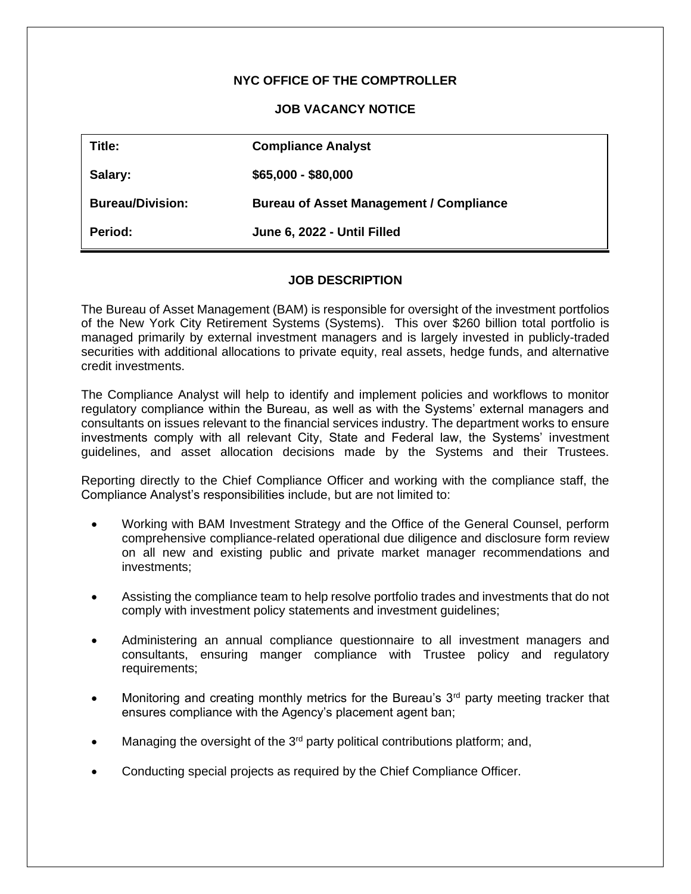**NYC OFFICE OF THE COMPTROLLER**

**JOB VACANCY NOTICE**

| | |
|---|---|
| **Title:** | **Compliance Analyst** |
| **Salary:** | **$65,000 - $80,000** |
| **Bureau/Division:** | **Bureau of Asset Management / Compliance** |
| **Period:** | **June 6, 2022 - Until Filled** |

## JOB DESCRIPTION

The Bureau of Asset Management (BAM) is responsible for oversight of the investment portfolios of the New York City Retirement Systems (Systems). This over $260 billion total portfolio is managed primarily by external investment managers and is largely invested in publicly-traded securities with additional allocations to private equity, real assets, hedge funds, and alternative credit investments.

The Compliance Analyst will help to identify and implement policies and workflows to monitor regulatory compliance within the Bureau, as well as with the Systems' external managers and consultants on issues relevant to the financial services industry. The department works to ensure investments comply with all relevant City, State and Federal law, the Systems' investment guidelines, and asset allocation decisions made by the Systems and their Trustees.

Reporting directly to the Chief Compliance Officer and working with the compliance staff, the Compliance Analyst's responsibilities include, but are not limited to:

- Working with BAM Investment Strategy and the Office of the General Counsel, perform comprehensive compliance-related operational due diligence and disclosure form review on all new and existing public and private market manager recommendations and investments;
- Assisting the compliance team to help resolve portfolio trades and investments that do not comply with investment policy statements and investment guidelines;
- Administering an annual compliance questionnaire to all investment managers and consultants, ensuring manger compliance with Trustee policy and regulatory requirements;
- Monitoring and creating monthly metrics for the Bureau's 3rd party meeting tracker that ensures compliance with the Agency's placement agent ban;
- Managing the oversight of the 3rd party political contributions platform; and,
- Conducting special projects as required by the Chief Compliance Officer.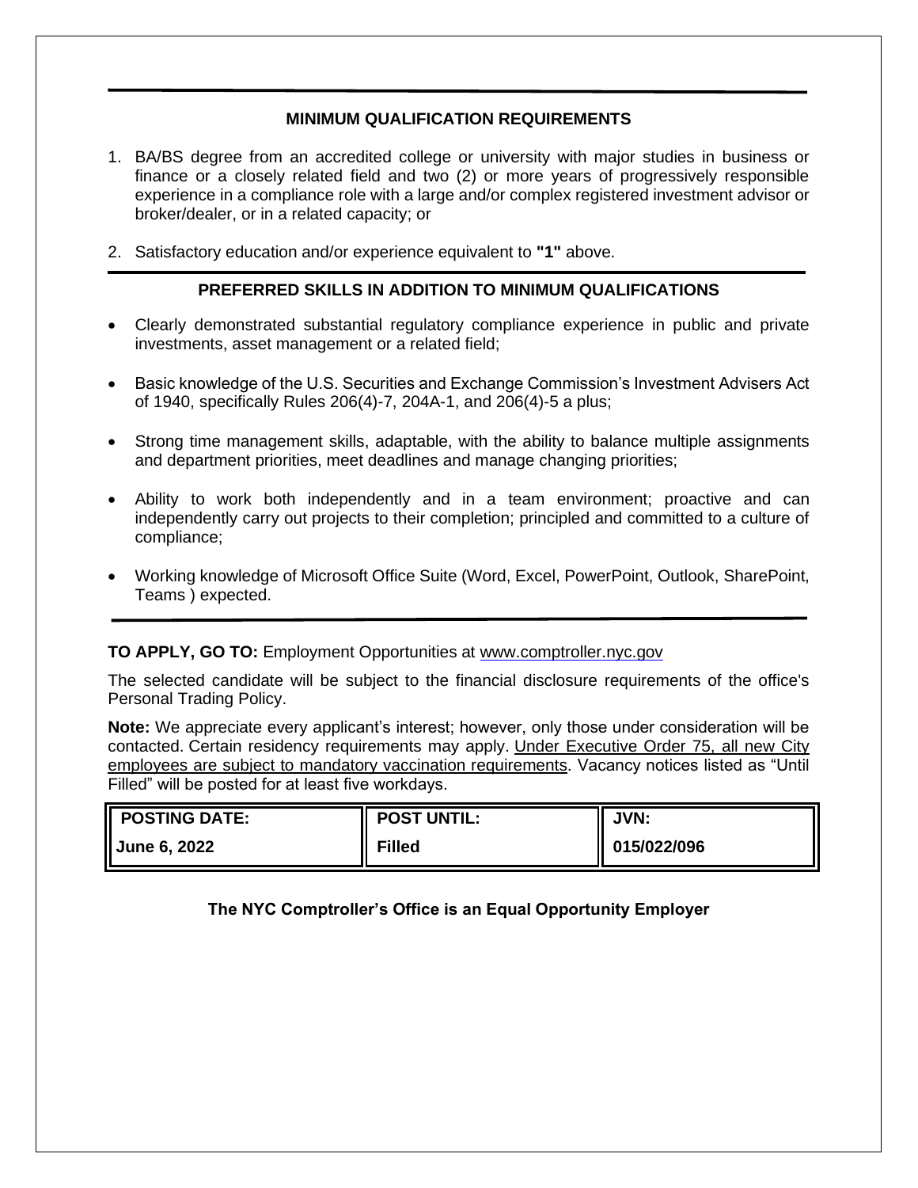## MINIMUM QUALIFICATION REQUIREMENTS

1. BA/BS degree from an accredited college or university with major studies in business or finance or a closely related field and two (2) or more years of progressively responsible experience in a compliance role with a large and/or complex registered investment advisor or broker/dealer, or in a related capacity; or

2. Satisfactory education and/or experience equivalent to **"1"** above.

## PREFERRED SKILLS IN ADDITION TO MINIMUM QUALIFICATIONS

- Clearly demonstrated substantial regulatory compliance experience in public and private investments, asset management or a related field;

- Basic knowledge of the U.S. Securities and Exchange Commission's Investment Advisers Act of 1940, specifically Rules 206(4)-7, 204A-1, and 206(4)-5 a plus;

- Strong time management skills, adaptable, with the ability to balance multiple assignments and department priorities, meet deadlines and manage changing priorities;

- Ability to work both independently and in a team environment; proactive and can independently carry out projects to their completion; principled and committed to a culture of compliance;

- Working knowledge of Microsoft Office Suite (Word, Excel, PowerPoint, Outlook, SharePoint, Teams ) expected.

**TO APPLY, GO TO:** Employment Opportunities at www.comptroller.nyc.gov

The selected candidate will be subject to the financial disclosure requirements of the office's Personal Trading Policy.

**Note:** We appreciate every applicant's interest; however, only those under consideration will be contacted. Certain residency requirements may apply. Under Executive Order 75, all new City employees are subject to mandatory vaccination requirements. Vacancy notices listed as "Until Filled" will be posted for at least five workdays.

| POSTING DATE: | POST UNTIL: | JVN: |
|---|---|---|
| **June 6, 2022** | **Filled** | **015/022/096** |

**The NYC Comptroller's Office is an Equal Opportunity Employer**